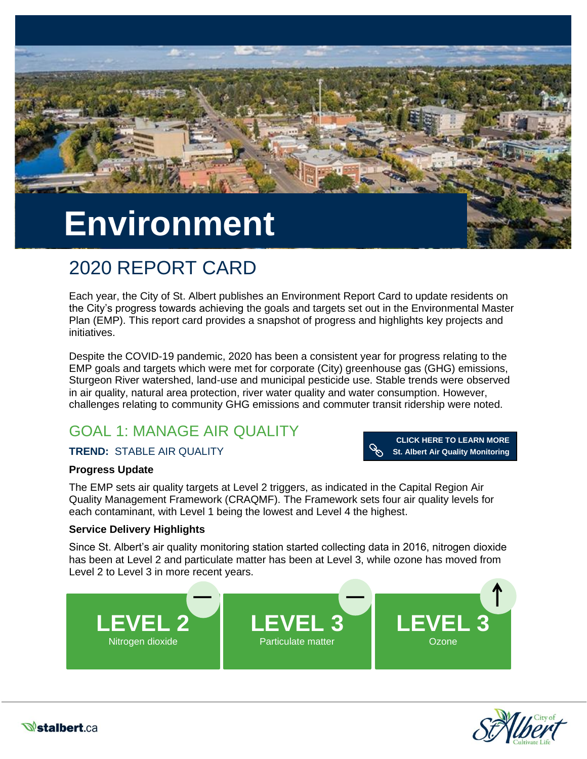# Environment

## 2020 REPORT CARD

Each year, the City of St. Albert publishes an Environment Report Card to update residents on the City's progress towards achieving the goals and targets set out in the Environmental Master Plan (EMP). This report card provides a snapshot of progress and highlights key projects and initiatives.

Despite the COVID-19 pandemic, 2020 has been a consistent year for progress relating to the EMP goals and targets which were met for corporate (City) greenhouse gas (GHG) emissions, Sturgeon River watershed, land-use and municipal pesticide use. Stable trends were observed in air quality, natural area protection, river water quality and water consumption. However, challenges relating to community GHG emissions and commuter transit ridership were noted.

## GOAL 1: MANAGE AIR QUALITY

**TREND:** STABLE AIR QUALITY

CLICK HERE TO LEARN MORE
St. Albert Air Quality Monitoring

**Progress Update**

The EMP sets air quality targets at Level 2 triggers, as indicated in the Capital Region Air Quality Management Framework (CRAQMF). The Framework sets four air quality levels for each contaminant, with Level 1 being the lowest and Level 4 the highest.

**Service Delivery Highlights**

Since St. Albert's air quality monitoring station started collecting data in 2016, nitrogen dioxide has been at Level 2 and particulate matter has been at Level 3, while ozone has moved from Level 2 to Level 3 in more recent years.

| Nitrogen dioxide | Particulate matter | Ozone |
|---|---|---|
| LEVEL 2 (—) | LEVEL 3 (—) | LEVEL 3 (↑) |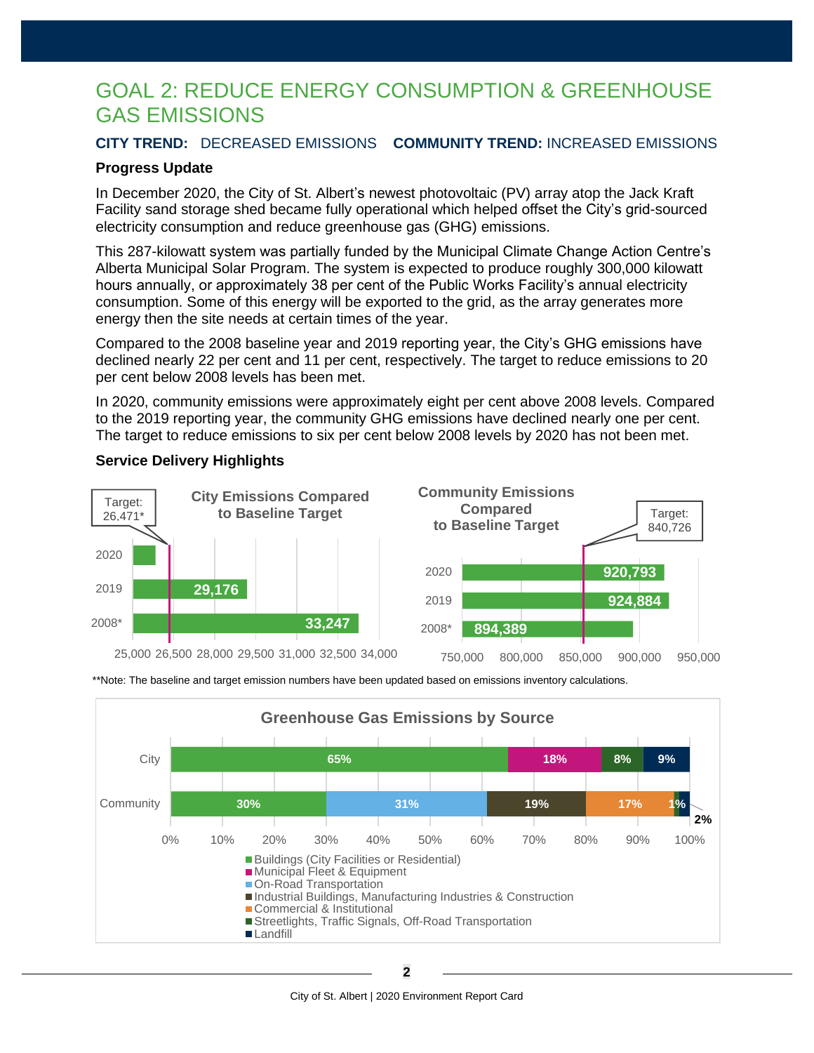# GOAL 2: REDUCE ENERGY CONSUMPTION & GREENHOUSE GAS EMISSIONS

**CITY TREND:** DECREASED EMISSIONS **COMMUNITY TREND:** INCREASED EMISSIONS

### Progress Update

In December 2020, the City of St. Albert's newest photovoltaic (PV) array atop the Jack Kraft Facility sand storage shed became fully operational which helped offset the City's grid-sourced electricity consumption and reduce greenhouse gas (GHG) emissions.

This 287-kilowatt system was partially funded by the Municipal Climate Change Action Centre's Alberta Municipal Solar Program. The system is expected to produce roughly 300,000 kilowatt hours annually, or approximately 38 per cent of the Public Works Facility's annual electricity consumption. Some of this energy will be exported to the grid, as the array generates more energy then the site needs at certain times of the year.

Compared to the 2008 baseline year and 2019 reporting year, the City's GHG emissions have declined nearly 22 per cent and 11 per cent, respectively. The target to reduce emissions to 20 per cent below 2008 levels has been met.

In 2020, community emissions were approximately eight per cent above 2008 levels. Compared to the 2019 reporting year, the community GHG emissions have declined nearly one per cent. The target to reduce emissions to six per cent below 2008 levels by 2020 has not been met.

### Service Delivery Highlights

**City Emissions Compared to Baseline Target**

Target: 26,471*

| Year | Emissions |
|---|---|
| 2020 | |
| 2019 | 29,176 |
| 2008* | 33,247 |

**Community Emissions Compared to Baseline Target**

Target: 840,726

| Year | Emissions |
|---|---|
| 2020 | 920,793 |
| 2019 | 924,884 |
| 2008* | 894,389 |

**Note: The baseline and target emission numbers have been updated based on emissions inventory calculations.

**Greenhouse Gas Emissions by Source**

| Source | City | Community |
|---|---|---|
| Buildings (City Facilities or Residential) | 65% | 30% |
| Municipal Fleet & Equipment | 18% | |
| On-Road Transportation | | 31% |
| Industrial Buildings, Manufacturing Industries & Construction | | 19% |
| Commercial & Institutional | | 17% |
| Streetlights, Traffic Signals, Off-Road Transportation | 8% | 1% |
| Landfill | 9% | 2% |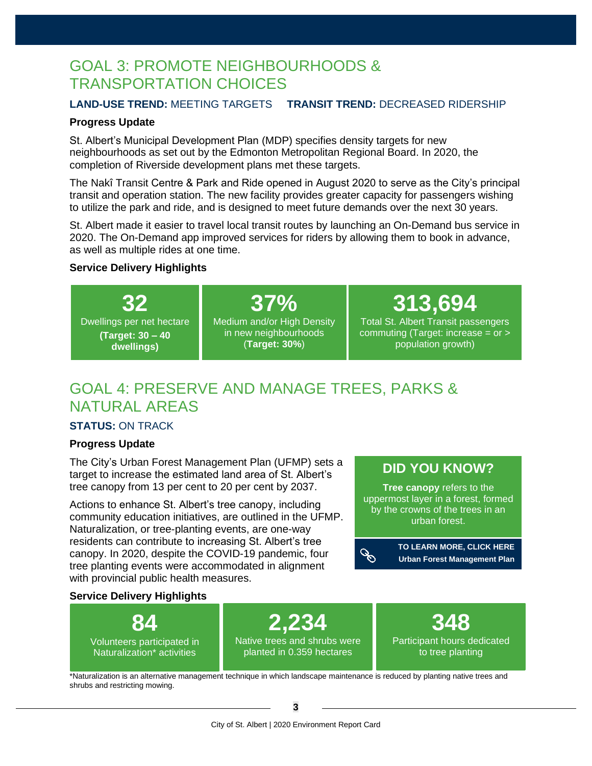## GOAL 3: PROMOTE NEIGHBOURHOODS & TRANSPORTATION CHOICES

**LAND-USE TREND:** MEETING TARGETS **TRANSIT TREND:** DECREASED RIDERSHIP

### Progress Update

St. Albert's Municipal Development Plan (MDP) specifies density targets for new neighbourhoods as set out by the Edmonton Metropolitan Regional Board. In 2020, the completion of Riverside development plans met these targets.

The Nakî Transit Centre & Park and Ride opened in August 2020 to serve as the City's principal transit and operation station. The new facility provides greater capacity for passengers wishing to utilize the park and ride, and is designed to meet future demands over the next 30 years.

St. Albert made it easier to travel local transit routes by launching an On-Demand bus service in 2020. The On-Demand app improved services for riders by allowing them to book in advance, as well as multiple rides at one time.

### Service Delivery Highlights

**32**
Dwellings per net hectare
**(Target: 30 – 40 dwellings)**

**37%**
Medium and/or High Density in new neighbourhoods
(**Target: 30%**)

**313,694**
Total St. Albert Transit passengers commuting (Target: increase = or > population growth)

## GOAL 4: PRESERVE AND MANAGE TREES, PARKS & NATURAL AREAS

**STATUS:** ON TRACK

### Progress Update

The City's Urban Forest Management Plan (UFMP) sets a target to increase the estimated land area of St. Albert's tree canopy from 13 per cent to 20 per cent by 2037.

Actions to enhance St. Albert's tree canopy, including community education initiatives, are outlined in the UFMP. Naturalization, or tree-planting events, are one-way residents can contribute to increasing St. Albert's tree canopy. In 2020, despite the COVID-19 pandemic, four tree planting events were accommodated in alignment with provincial public health measures.

**DID YOU KNOW?**

**Tree canopy** refers to the uppermost layer in a forest, formed by the crowns of the trees in an urban forest.

**TO LEARN MORE, CLICK HERE**
**Urban Forest Management Plan**

### Service Delivery Highlights

**84**
Volunteers participated in Naturalization* activities

**2,234**
Native trees and shrubs were planted in 0.359 hectares

**348**
Participant hours dedicated to tree planting

*Naturalization is an alternative management technique in which landscape maintenance is reduced by planting native trees and shrubs and restricting mowing.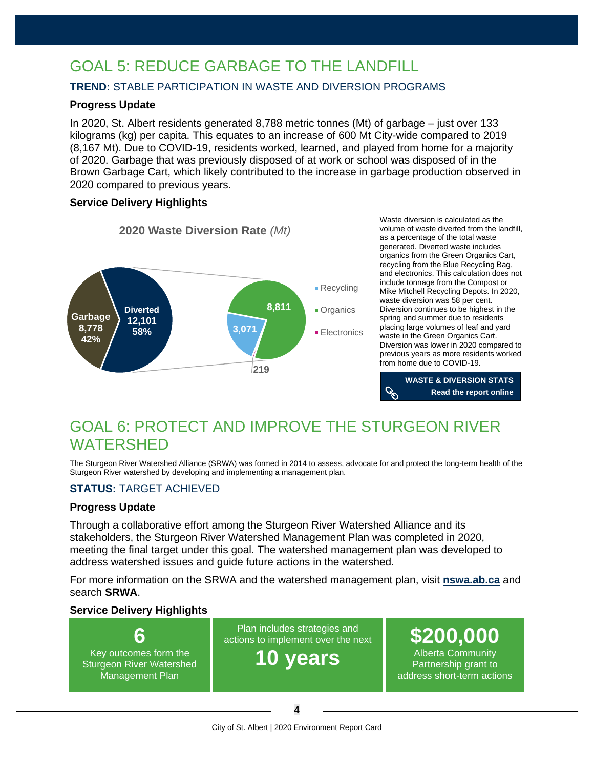# GOAL 5: REDUCE GARBAGE TO THE LANDFILL

### **TREND:** STABLE PARTICIPATION IN WASTE AND DIVERSION PROGRAMS

#### Progress Update

In 2020, St. Albert residents generated 8,788 metric tonnes (Mt) of garbage – just over 133 kilograms (kg) per capita. This equates to an increase of 600 Mt City-wide compared to 2019 (8,167 Mt). Due to COVID-19, residents worked, learned, and played from home for a majority of 2020. Garbage that was previously disposed of at work or school was disposed of in the Brown Garbage Cart, which likely contributed to the increase in garbage production observed in 2020 compared to previous years.

#### Service Delivery Highlights

**2020 Waste Diversion Rate** *(Mt)*

- Garbage 8,778 (42%)
- Diverted 12,101 (58%)
  - Recycling 3,071
  - Organics 8,811
  - Electronics 219

Waste diversion is calculated as the volume of waste diverted from the landfill, as a percentage of the total waste generated. Diverted waste includes organics from the Green Organics Cart, recycling from the Blue Recycling Bag, and electronics. This calculation does not include tonnage from the Compost or Mike Mitchell Recycling Depots. In 2020, waste diversion was 58 per cent. Diversion continues to be highest in the spring and summer due to residents placing large volumes of leaf and yard waste in the Green Organics Cart. Diversion was lower in 2020 compared to previous years as more residents worked from home due to COVID-19.

**WASTE & DIVERSION STATS**
**Read the report online**

# GOAL 6: PROTECT AND IMPROVE THE STURGEON RIVER WATERSHED

The Sturgeon River Watershed Alliance (SRWA) was formed in 2014 to assess, advocate for and protect the long-term health of the Sturgeon River watershed by developing and implementing a management plan.

### **STATUS:** TARGET ACHIEVED

#### Progress Update

Through a collaborative effort among the Sturgeon River Watershed Alliance and its stakeholders, the Sturgeon River Watershed Management Plan was completed in 2020, meeting the final target under this goal. The watershed management plan was developed to address watershed issues and guide future actions in the watershed.

For more information on the SRWA and the watershed management plan, visit **nswa.ab.ca** and search **SRWA**.

#### Service Delivery Highlights

- **6** Key outcomes form the Sturgeon River Watershed Management Plan
- Plan includes strategies and actions to implement over the next **10 years**
- **$200,000** Alberta Community Partnership grant to address short-term actions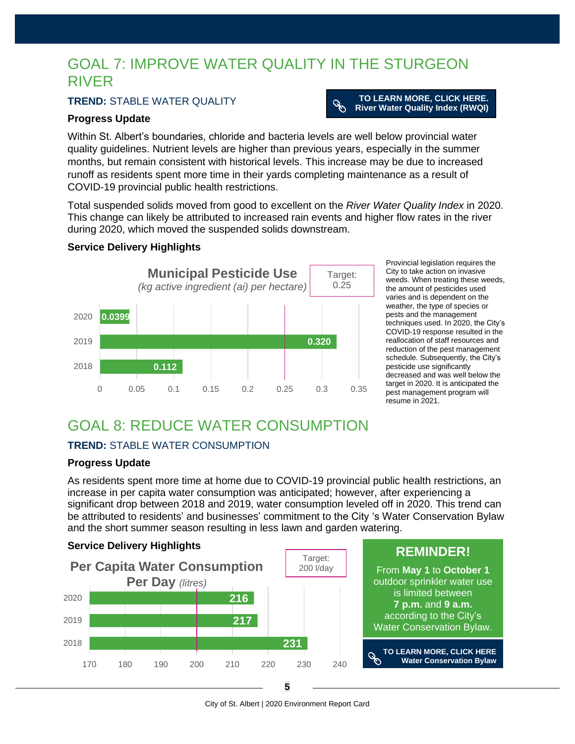# GOAL 7: IMPROVE WATER QUALITY IN THE STURGEON RIVER

**TREND:** STABLE WATER QUALITY

**TO LEARN MORE, CLICK HERE. River Water Quality Index (RWQI)**

### Progress Update

Within St. Albert's boundaries, chloride and bacteria levels are well below provincial water quality guidelines. Nutrient levels are higher than previous years, especially in the summer months, but remain consistent with historical levels. This increase may be due to increased runoff as residents spent more time in their yards completing maintenance as a result of COVID-19 provincial public health restrictions.

Total suspended solids moved from good to excellent on the *River Water Quality Index* in 2020. This change can likely be attributed to increased rain events and higher flow rates in the river during 2020, which moved the suspended solids downstream.

### Service Delivery Highlights

**Municipal Pesticide Use**
*(kg active ingredient (ai) per hectare)*

Target: 0.25

| Year | kg ai per hectare |
|---|---|
| 2020 | 0.0399 |
| 2019 | 0.320 |
| 2018 | 0.112 |

Provincial legislation requires the City to take action on invasive weeds. When treating these weeds, the amount of pesticides used varies and is dependent on the weather, the type of species or pests and the management techniques used. In 2020, the City's COVID-19 response resulted in the reallocation of staff resources and reduction of the pest management schedule. Subsequently, the City's pesticide use significantly decreased and was well below the target in 2020. It is anticipated the pest management program will resume in 2021.

# GOAL 8: REDUCE WATER CONSUMPTION

**TREND:** STABLE WATER CONSUMPTION

### Progress Update

As residents spent more time at home due to COVID-19 provincial public health restrictions, an increase in per capita water consumption was anticipated; however, after experiencing a significant drop between 2018 and 2019, water consumption leveled off in 2020. This trend can be attributed to residents' and businesses' commitment to the City 's Water Conservation Bylaw and the short summer season resulting in less lawn and garden watering.

### Service Delivery Highlights

**Per Capita Water Consumption Per Day** *(litres)*

Target: 200 l/day

| Year | Litres per day |
|---|---|
| 2020 | 216 |
| 2019 | 217 |
| 2018 | 231 |

**REMINDER!**

From **May 1** to **October 1** outdoor sprinkler water use is limited between **7 p.m.** and **9 a.m.** according to the City's Water Conservation Bylaw.

**TO LEARN MORE, CLICK HERE Water Conservation Bylaw**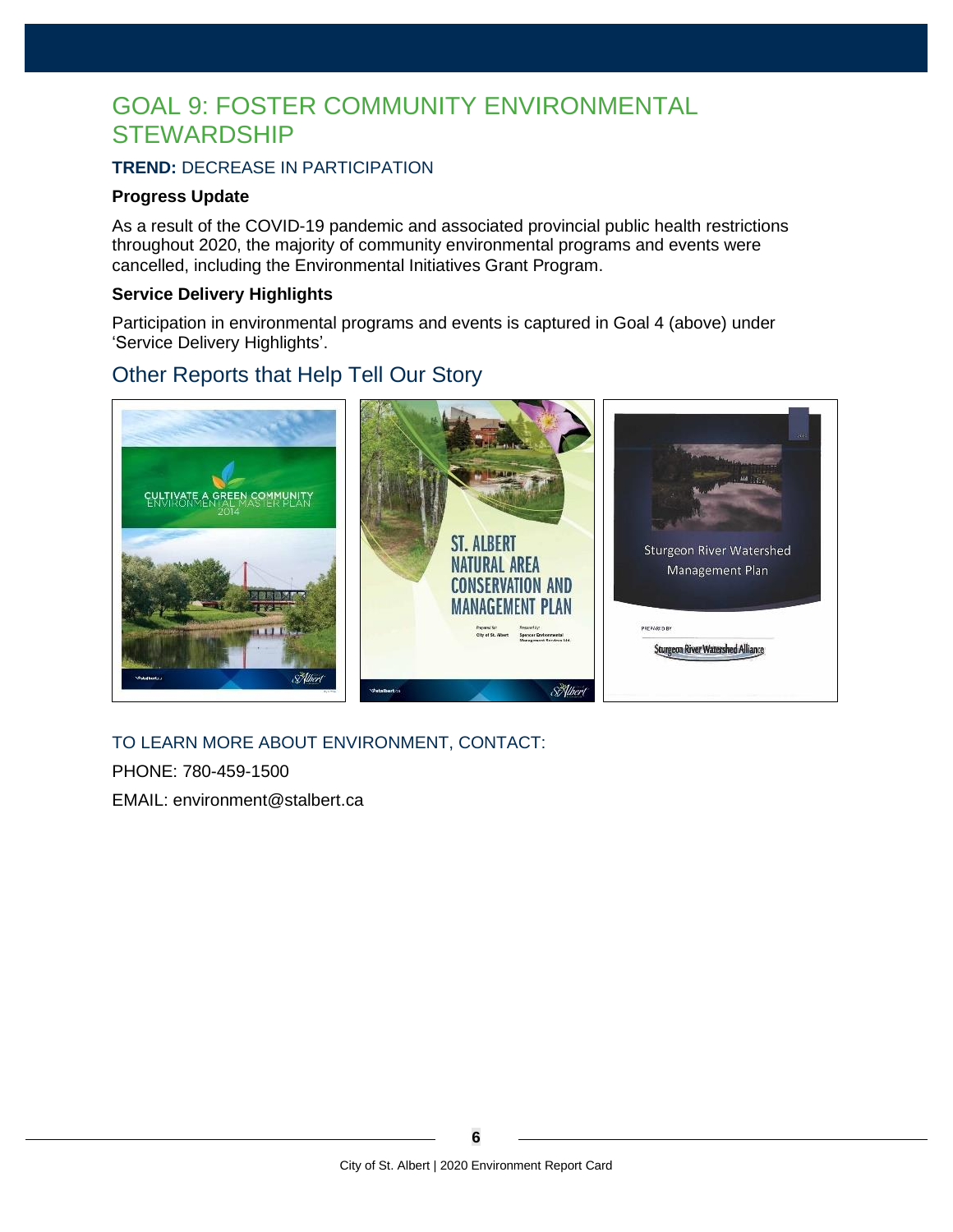# GOAL 9: FOSTER COMMUNITY ENVIRONMENTAL STEWARDSHIP

**TREND:** DECREASE IN PARTICIPATION

**Progress Update**

As a result of the COVID-19 pandemic and associated provincial public health restrictions throughout 2020, the majority of community environmental programs and events were cancelled, including the Environmental Initiatives Grant Program.

**Service Delivery Highlights**

Participation in environmental programs and events is captured in Goal 4 (above) under 'Service Delivery Highlights'.

## Other Reports that Help Tell Our Story

CULTIVATE A GREEN COMMUNITY
ENVIRONMENTAL MASTER PLAN
2014

ST. ALBERT NATURAL AREA CONSERVATION AND MANAGEMENT PLAN

Sturgeon River Watershed Management Plan

PREPARED BY
Sturgeon River Watershed Alliance

TO LEARN MORE ABOUT ENVIRONMENT, CONTACT:

PHONE: 780-459-1500

EMAIL: environment@stalbert.ca